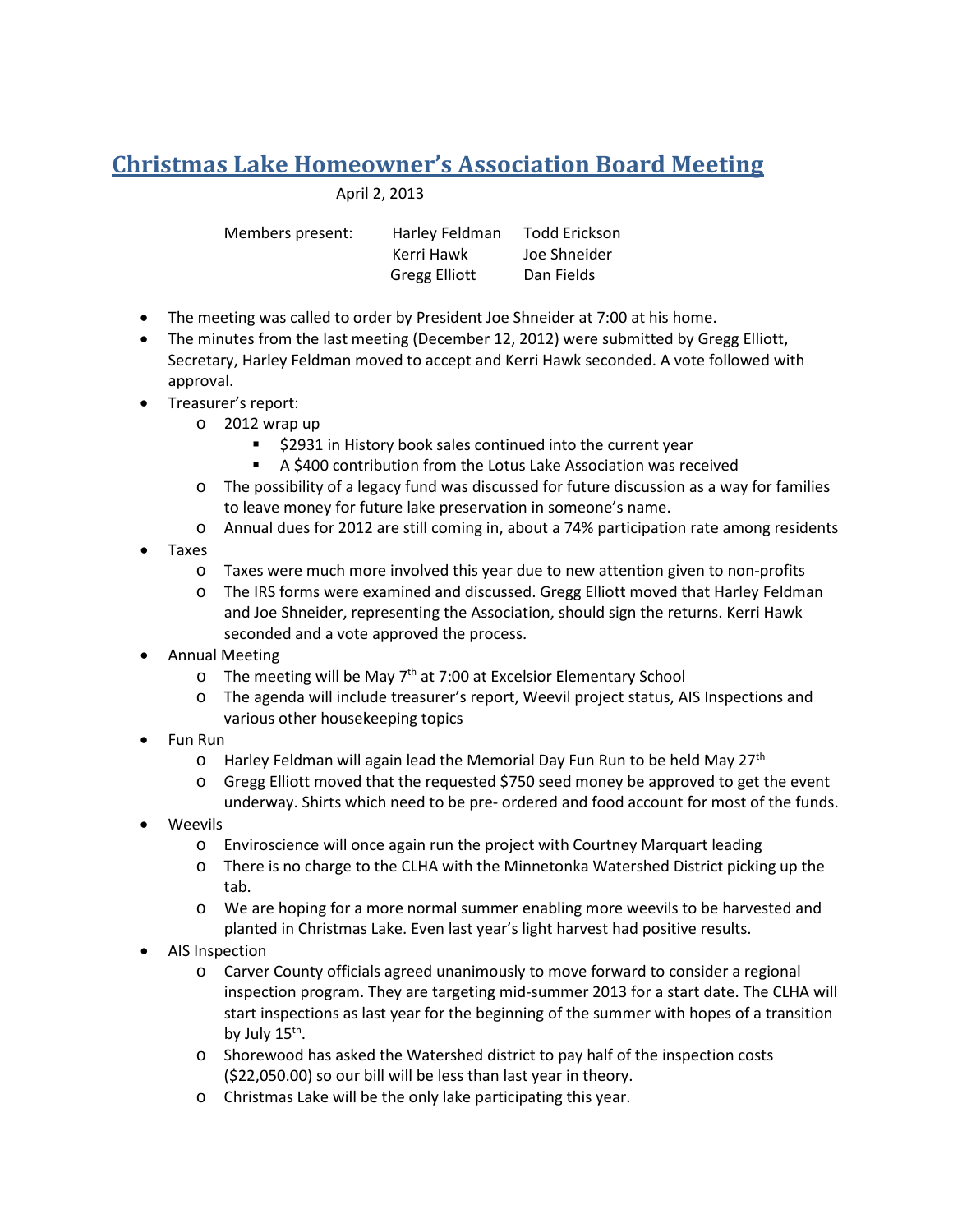# Christmas Lake Homeowner's Association Board Meeting

April 2, 2013

| Members present: | Harley Feldman | Todd Erickson |
|---|---|---|
| | Kerri Hawk | Joe Shneider |
| | Gregg Elliott | Dan Fields |

- The meeting was called to order by President Joe Shneider at 7:00 at his home.
- The minutes from the last meeting (December 12, 2012) were submitted by Gregg Elliott, Secretary, Harley Feldman moved to accept and Kerri Hawk seconded. A vote followed with approval.
- Treasurer's report:
  - 2012 wrap up
    - $2931 in History book sales continued into the current year
    - A $400 contribution from the Lotus Lake Association was received
  - The possibility of a legacy fund was discussed for future discussion as a way for families to leave money for future lake preservation in someone's name.
  - Annual dues for 2012 are still coming in, about a 74% participation rate among residents
- Taxes
  - Taxes were much more involved this year due to new attention given to non-profits
  - The IRS forms were examined and discussed. Gregg Elliott moved that Harley Feldman and Joe Shneider, representing the Association, should sign the returns. Kerri Hawk seconded and a vote approved the process.
- Annual Meeting
  - The meeting will be May 7th at 7:00 at Excelsior Elementary School
  - The agenda will include treasurer's report, Weevil project status, AIS Inspections and various other housekeeping topics
- Fun Run
  - Harley Feldman will again lead the Memorial Day Fun Run to be held May 27th
  - Gregg Elliott moved that the requested $750 seed money be approved to get the event underway. Shirts which need to be pre- ordered and food account for most of the funds.
- Weevils
  - Enviroscience will once again run the project with Courtney Marquart leading
  - There is no charge to the CLHA with the Minnetonka Watershed District picking up the tab.
  - We are hoping for a more normal summer enabling more weevils to be harvested and planted in Christmas Lake. Even last year's light harvest had positive results.
- AIS Inspection
  - Carver County officials agreed unanimously to move forward to consider a regional inspection program. They are targeting mid-summer 2013 for a start date. The CLHA will start inspections as last year for the beginning of the summer with hopes of a transition by July 15th.
  - Shorewood has asked the Watershed district to pay half of the inspection costs ($22,050.00) so our bill will be less than last year in theory.
  - Christmas Lake will be the only lake participating this year.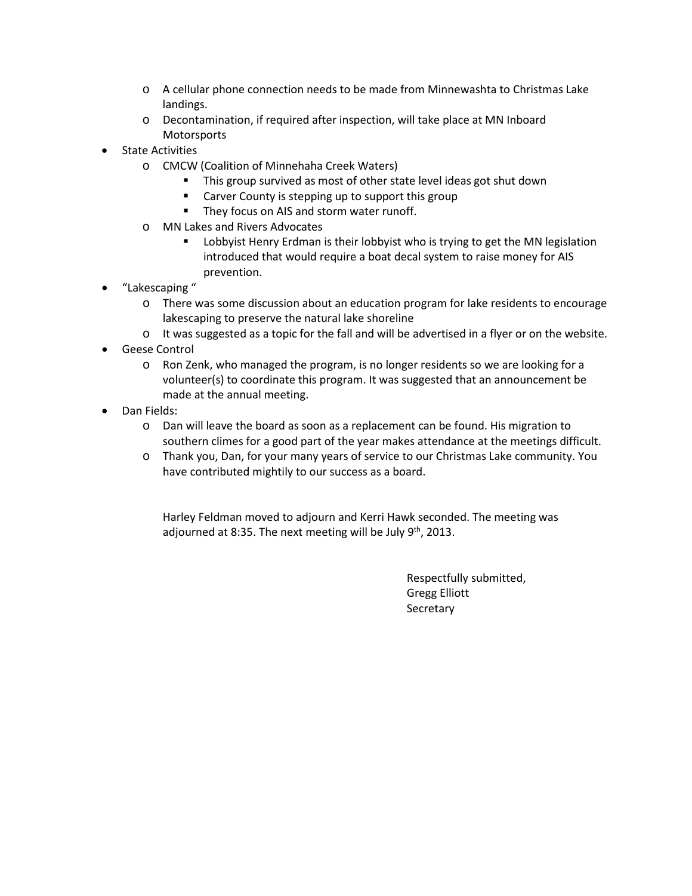- A cellular phone connection needs to be made from Minnewashta to Christmas Lake landings.
    - Decontamination, if required after inspection, will take place at MN Inboard Motorsports
- State Activities
    - CMCW (Coalition of Minnehaha Creek Waters)
        - This group survived as most of other state level ideas got shut down
        - Carver County is stepping up to support this group
        - They focus on AIS and storm water runoff.
    - MN Lakes and Rivers Advocates
        - Lobbyist Henry Erdman is their lobbyist who is trying to get the MN legislation introduced that would require a boat decal system to raise money for AIS prevention.
- "Lakescaping "
    - There was some discussion about an education program for lake residents to encourage lakescaping to preserve the natural lake shoreline
    - It was suggested as a topic for the fall and will be advertised in a flyer or on the website.
- Geese Control
    - Ron Zenk, who managed the program, is no longer residents so we are looking for a volunteer(s) to coordinate this program. It was suggested that an announcement be made at the annual meeting.
- Dan Fields:
    - Dan will leave the board as soon as a replacement can be found. His migration to southern climes for a good part of the year makes attendance at the meetings difficult.
    - Thank you, Dan, for your many years of service to our Christmas Lake community. You have contributed mightily to our success as a board.

Harley Feldman moved to adjourn and Kerri Hawk seconded. The meeting was adjourned at 8:35. The next meeting will be July 9th, 2013.

Respectfully submitted,
Gregg Elliott
Secretary